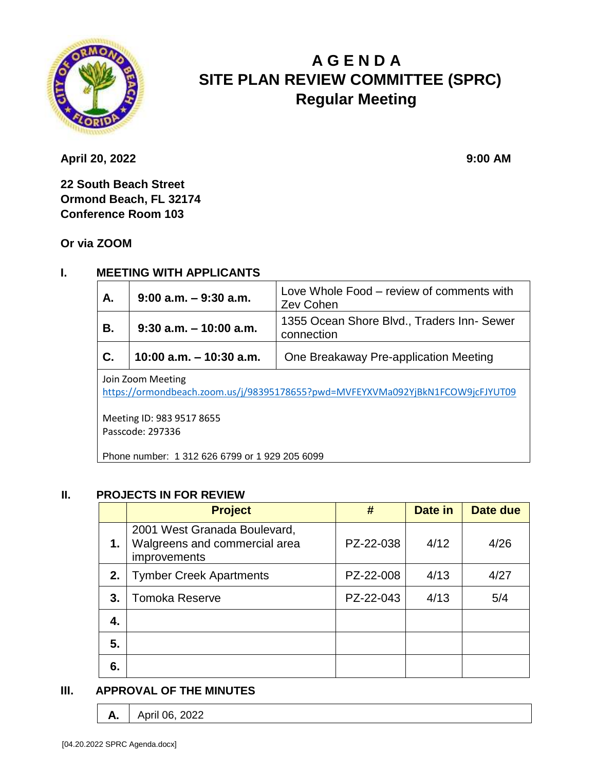# A G E N D A
# SITE PLAN REVIEW COMMITTEE (SPRC)
## Regular Meeting

**April 20, 2022** **9:00 AM**

**22 South Beach Street**
**Ormond Beach, FL 32174**
**Conference Room 103**

**Or via ZOOM**

## I. MEETING WITH APPLICANTS

| | | |
|---|---|---|
| **A.** | **9:00 a.m. – 9:30 a.m.** | Love Whole Food – review of comments with Zev Cohen |
| **B.** | **9:30 a.m. – 10:00 a.m.** | 1355 Ocean Shore Blvd., Traders Inn- Sewer connection |
| **C.** | **10:00 a.m. – 10:30 a.m.** | One Breakaway Pre-application Meeting |

Join Zoom Meeting
https://ormondbeach.zoom.us/j/98395178655?pwd=MVFEYXVMa092YjBkN1FCOW9jcFJYUT09

Meeting ID: 983 9517 8655
Passcode: 297336

Phone number: 1 312 626 6799 or 1 929 205 6099

## II. PROJECTS IN FOR REVIEW

| | Project | # | Date in | Date due |
|---|---|---|---|---|
| **1.** | 2001 West Granada Boulevard, Walgreens and commercial area improvements | PZ-22-038 | 4/12 | 4/26 |
| **2.** | Tymber Creek Apartments | PZ-22-008 | 4/13 | 4/27 |
| **3.** | Tomoka Reserve | PZ-22-043 | 4/13 | 5/4 |
| **4.** | | | | |
| **5.** | | | | |
| **6.** | | | | |

## III. APPROVAL OF THE MINUTES

| | |
|---|---|
| **A.** | April 06, 2022 |

[04.20.2022 SPRC Agenda.docx]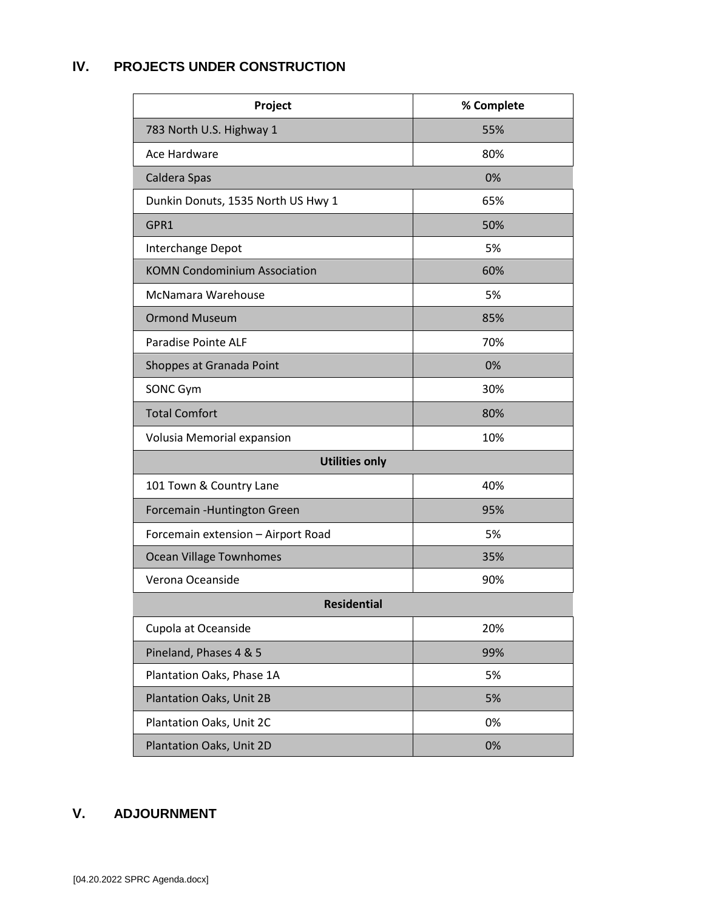## IV. PROJECTS UNDER CONSTRUCTION

| Project | % Complete |
|---|---|
| 783 North U.S. Highway 1 | 55% |
| Ace Hardware | 80% |
| Caldera Spas | 0% |
| Dunkin Donuts, 1535 North US Hwy 1 | 65% |
| GPR1 | 50% |
| Interchange Depot | 5% |
| KOMN Condominium Association | 60% |
| McNamara Warehouse | 5% |
| Ormond Museum | 85% |
| Paradise Pointe ALF | 70% |
| Shoppes at Granada Point | 0% |
| SONC Gym | 30% |
| Total Comfort | 80% |
| Volusia Memorial expansion | 10% |
| **Utilities only** | |
| 101 Town & Country Lane | 40% |
| Forcemain -Huntington Green | 95% |
| Forcemain extension – Airport Road | 5% |
| Ocean Village Townhomes | 35% |
| Verona Oceanside | 90% |
| **Residential** | |
| Cupola at Oceanside | 20% |
| Pineland, Phases 4 & 5 | 99% |
| Plantation Oaks, Phase 1A | 5% |
| Plantation Oaks, Unit 2B | 5% |
| Plantation Oaks, Unit 2C | 0% |
| Plantation Oaks, Unit 2D | 0% |

## V. ADJOURNMENT